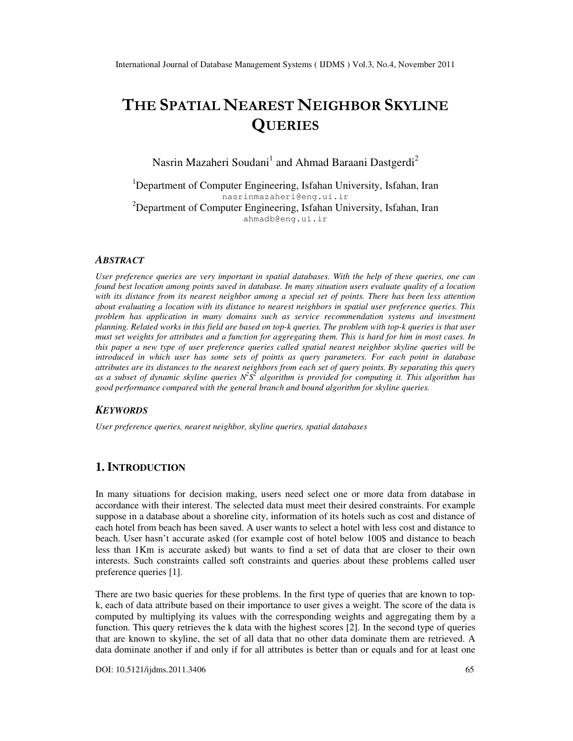# THE SPATIAL NEAREST NEIGHBOR SKYLINE QUERIES

Nasrin Mazaheri Soudani[1] and Ahmad Baraani Dastgerdi[2]

[1]Department of Computer Engineering, Isfahan University, Isfahan, Iran
nasrinmazaheri@eng.ui.ir
[2]Department of Computer Engineering, Isfahan University, Isfahan, Iran
ahmadb@eng.ui.ir

## ABSTRACT

*User preference queries are very important in spatial databases. With the help of these queries, one can found best location among points saved in database. In many situation users evaluate quality of a location with its distance from its nearest neighbor among a special set of points. There has been less attention about evaluating a location with its distance to nearest neighbors in spatial user preference queries. This problem has application in many domains such as service recommendation systems and investment planning. Related works in this field are based on top-k queries. The problem with top-k queries is that user must set weights for attributes and a function for aggregating them. This is hard for him in most cases. In this paper a new type of user preference queries called spatial nearest neighbor skyline queries will be introduced in which user has some sets of points as query parameters. For each point in database attributes are its distances to the nearest neighbors from each set of query points. By separating this query as a subset of dynamic skyline queries $N^2S^2$ algorithm is provided for computing it. This algorithm has good performance compared with the general branch and bound algorithm for skyline queries.*

## KEYWORDS

*User preference queries, nearest neighbor, skyline queries, spatial databases*

## 1. INTRODUCTION

In many situations for decision making, users need select one or more data from database in accordance with their interest. The selected data must meet their desired constraints. For example suppose in a database about a shoreline city, information of its hotels such as cost and distance of each hotel from beach has been saved. A user wants to select a hotel with less cost and distance to beach. User hasn't accurate asked (for example cost of hotel below 100$ and distance to beach less than 1Km is accurate asked) but wants to find a set of data that are closer to their own interests. Such constraints called soft constraints and queries about these problems called user preference queries [1].

There are two basic queries for these problems. In the first type of queries that are known to top-k, each of data attribute based on their importance to user gives a weight. The score of the data is computed by multiplying its values with the corresponding weights and aggregating them by a function. This query retrieves the k data with the highest scores [2]. In the second type of queries that are known to skyline, the set of all data that no other data dominate them are retrieved. A data dominate another if and only if for all attributes is better than or equals and for at least one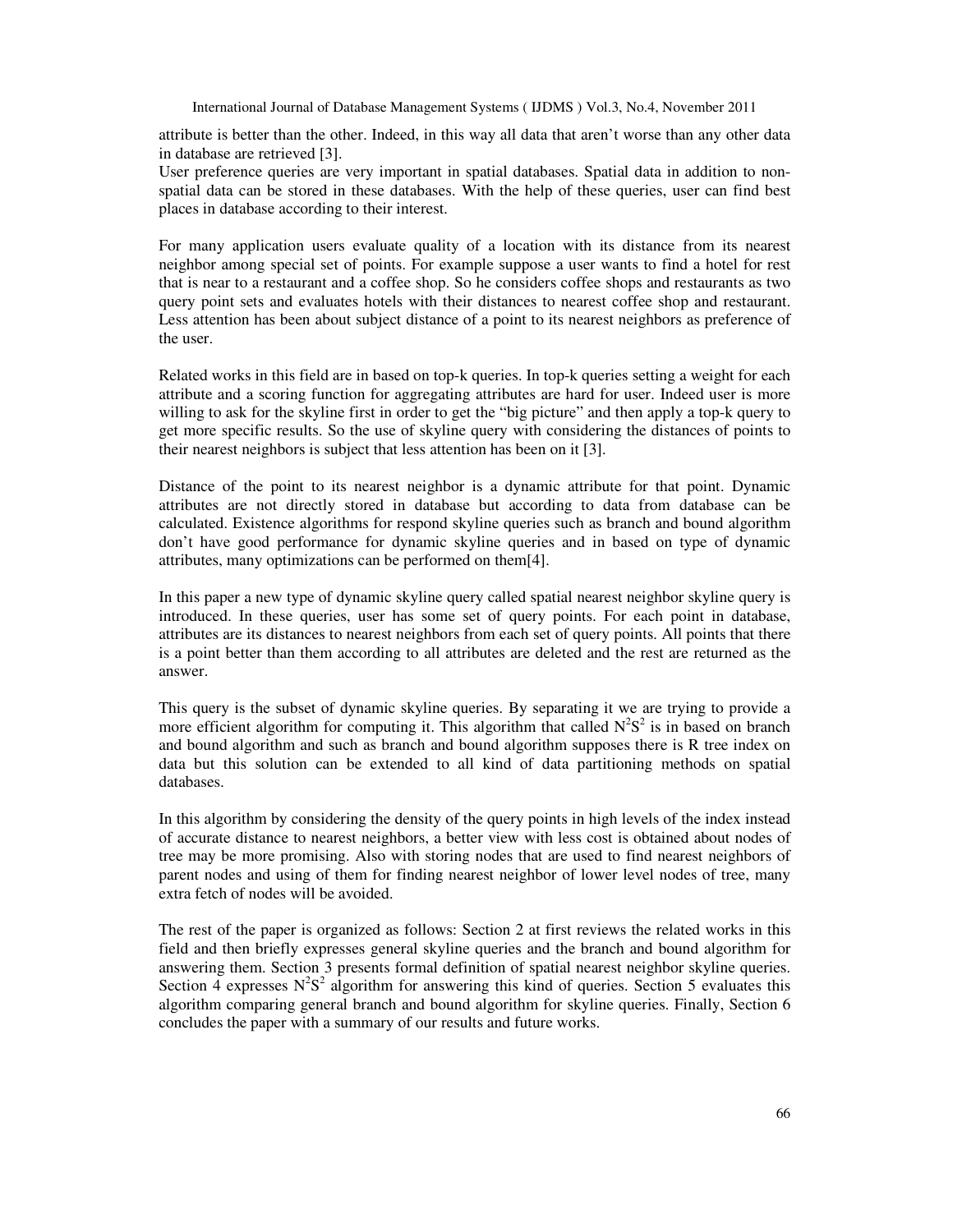attribute is better than the other. Indeed, in this way all data that aren't worse than any other data in database are retrieved [3].
User preference queries are very important in spatial databases. Spatial data in addition to non-spatial data can be stored in these databases. With the help of these queries, user can find best places in database according to their interest.

For many application users evaluate quality of a location with its distance from its nearest neighbor among special set of points. For example suppose a user wants to find a hotel for rest that is near to a restaurant and a coffee shop. So he considers coffee shops and restaurants as two query point sets and evaluates hotels with their distances to nearest coffee shop and restaurant. Less attention has been about subject distance of a point to its nearest neighbors as preference of the user.

Related works in this field are in based on top-k queries. In top-k queries setting a weight for each attribute and a scoring function for aggregating attributes are hard for user. Indeed user is more willing to ask for the skyline first in order to get the "big picture" and then apply a top-k query to get more specific results. So the use of skyline query with considering the distances of points to their nearest neighbors is subject that less attention has been on it [3].

Distance of the point to its nearest neighbor is a dynamic attribute for that point. Dynamic attributes are not directly stored in database but according to data from database can be calculated. Existence algorithms for respond skyline queries such as branch and bound algorithm don't have good performance for dynamic skyline queries and in based on type of dynamic attributes, many optimizations can be performed on them[4].

In this paper a new type of dynamic skyline query called spatial nearest neighbor skyline query is introduced. In these queries, user has some set of query points. For each point in database, attributes are its distances to nearest neighbors from each set of query points. All points that there is a point better than them according to all attributes are deleted and the rest are returned as the answer.

This query is the subset of dynamic skyline queries. By separating it we are trying to provide a more efficient algorithm for computing it. This algorithm that called $N^2S^2$ is in based on branch and bound algorithm and such as branch and bound algorithm supposes there is R tree index on data but this solution can be extended to all kind of data partitioning methods on spatial databases.

In this algorithm by considering the density of the query points in high levels of the index instead of accurate distance to nearest neighbors, a better view with less cost is obtained about nodes of tree may be more promising. Also with storing nodes that are used to find nearest neighbors of parent nodes and using of them for finding nearest neighbor of lower level nodes of tree, many extra fetch of nodes will be avoided.

The rest of the paper is organized as follows: Section 2 at first reviews the related works in this field and then briefly expresses general skyline queries and the branch and bound algorithm for answering them. Section 3 presents formal definition of spatial nearest neighbor skyline queries. Section 4 expresses $N^2S^2$ algorithm for answering this kind of queries. Section 5 evaluates this algorithm comparing general branch and bound algorithm for skyline queries. Finally, Section 6 concludes the paper with a summary of our results and future works.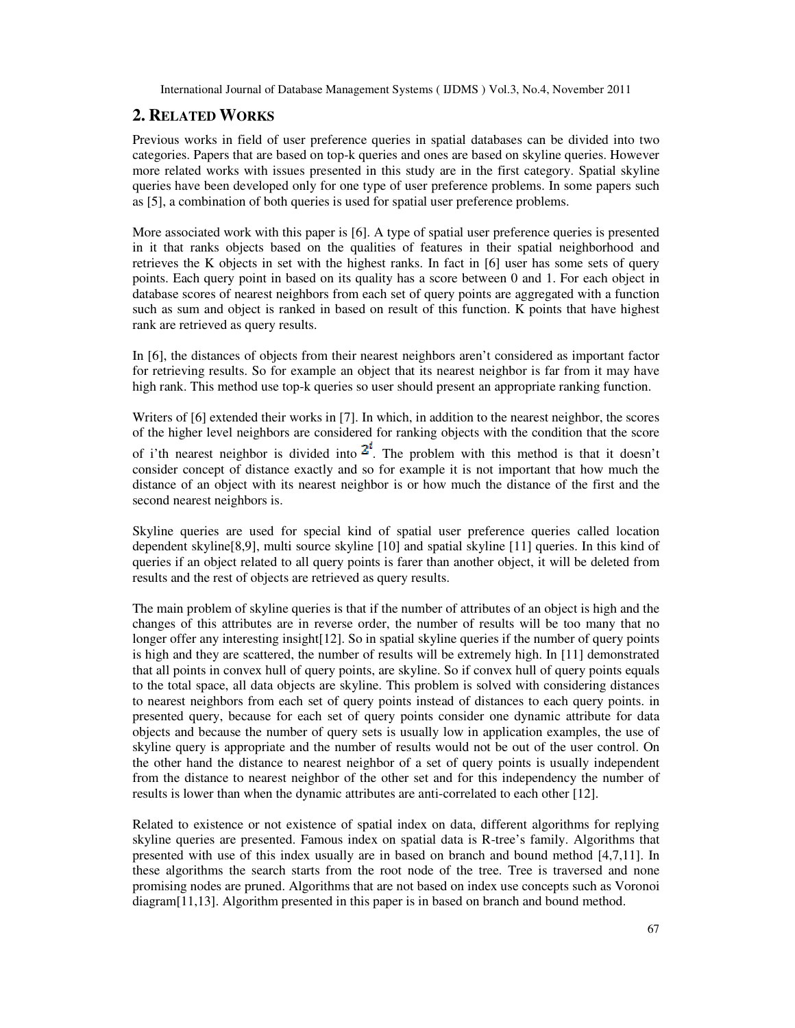## 2. Related Works

Previous works in field of user preference queries in spatial databases can be divided into two categories. Papers that are based on top-k queries and ones are based on skyline queries. However more related works with issues presented in this study are in the first category. Spatial skyline queries have been developed only for one type of user preference problems. In some papers such as [5], a combination of both queries is used for spatial user preference problems.

More associated work with this paper is [6]. A type of spatial user preference queries is presented in it that ranks objects based on the qualities of features in their spatial neighborhood and retrieves the K objects in set with the highest ranks. In fact in [6] user has some sets of query points. Each query point in based on its quality has a score between 0 and 1. For each object in database scores of nearest neighbors from each set of query points are aggregated with a function such as sum and object is ranked in based on result of this function. K points that have highest rank are retrieved as query results.

In [6], the distances of objects from their nearest neighbors aren't considered as important factor for retrieving results. So for example an object that its nearest neighbor is far from it may have high rank. This method use top-k queries so user should present an appropriate ranking function.

Writers of [6] extended their works in [7]. In which, in addition to the nearest neighbor, the scores of the higher level neighbors are considered for ranking objects with the condition that the score of i'th nearest neighbor is divided into $2^i$. The problem with this method is that it doesn't consider concept of distance exactly and so for example it is not important that how much the distance of an object with its nearest neighbor is or how much the distance of the first and the second nearest neighbors is.

Skyline queries are used for special kind of spatial user preference queries called location dependent skyline[8,9], multi source skyline [10] and spatial skyline [11] queries. In this kind of queries if an object related to all query points is farer than another object, it will be deleted from results and the rest of objects are retrieved as query results.

The main problem of skyline queries is that if the number of attributes of an object is high and the changes of this attributes are in reverse order, the number of results will be too many that no longer offer any interesting insight[12]. So in spatial skyline queries if the number of query points is high and they are scattered, the number of results will be extremely high. In [11] demonstrated that all points in convex hull of query points, are skyline. So if convex hull of query points equals to the total space, all data objects are skyline. This problem is solved with considering distances to nearest neighbors from each set of query points instead of distances to each query points. in presented query, because for each set of query points consider one dynamic attribute for data objects and because the number of query sets is usually low in application examples, the use of skyline query is appropriate and the number of results would not be out of the user control. On the other hand the distance to nearest neighbor of a set of query points is usually independent from the distance to nearest neighbor of the other set and for this independency the number of results is lower than when the dynamic attributes are anti-correlated to each other [12].

Related to existence or not existence of spatial index on data, different algorithms for replying skyline queries are presented. Famous index on spatial data is R-tree's family. Algorithms that presented with use of this index usually are in based on branch and bound method [4,7,11]. In these algorithms the search starts from the root node of the tree. Tree is traversed and none promising nodes are pruned. Algorithms that are not based on index use concepts such as Voronoi diagram[11,13]. Algorithm presented in this paper is in based on branch and bound method.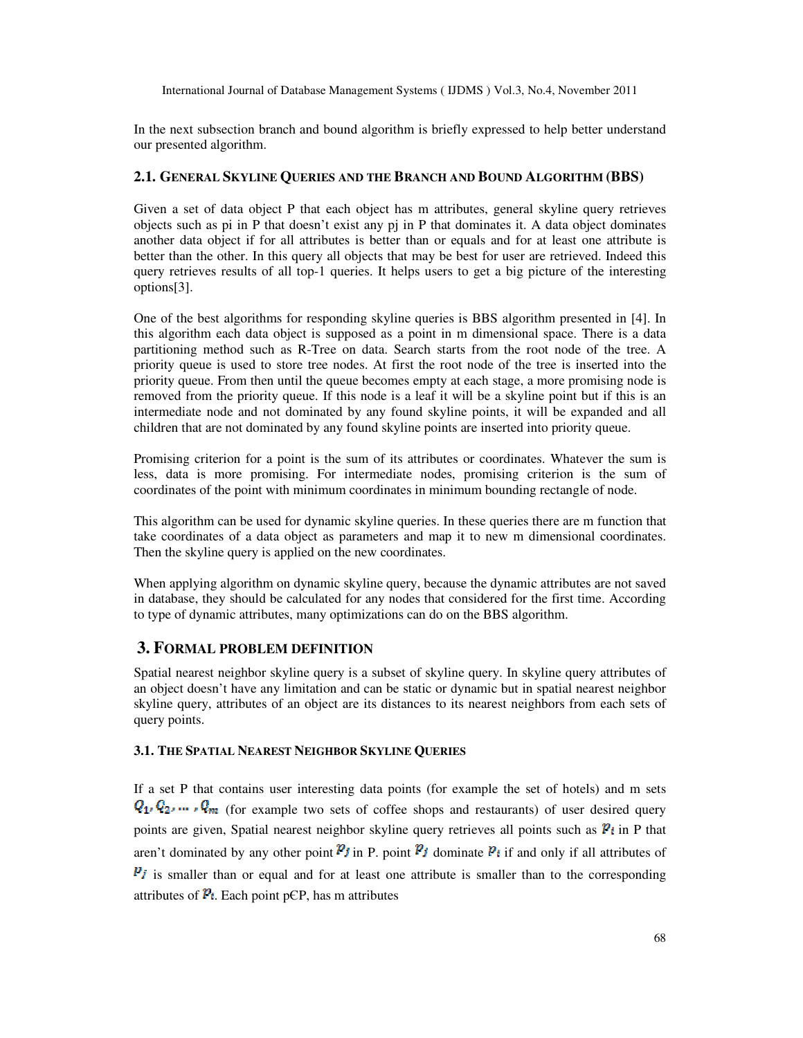In the next subsection branch and bound algorithm is briefly expressed to help better understand our presented algorithm.

### 2.1. General Skyline Queries and the Branch and Bound Algorithm (BBS)

Given a set of data object P that each object has m attributes, general skyline query retrieves objects such as pi in P that doesn't exist any pj in P that dominates it. A data object dominates another data object if for all attributes is better than or equals and for at least one attribute is better than the other. In this query all objects that may be best for user are retrieved. Indeed this query retrieves results of all top-1 queries. It helps users to get a big picture of the interesting options[3].

One of the best algorithms for responding skyline queries is BBS algorithm presented in [4]. In this algorithm each data object is supposed as a point in m dimensional space. There is a data partitioning method such as R-Tree on data. Search starts from the root node of the tree. A priority queue is used to store tree nodes. At first the root node of the tree is inserted into the priority queue. From then until the queue becomes empty at each stage, a more promising node is removed from the priority queue. If this node is a leaf it will be a skyline point but if this is an intermediate node and not dominated by any found skyline points, it will be expanded and all children that are not dominated by any found skyline points are inserted into priority queue.

Promising criterion for a point is the sum of its attributes or coordinates. Whatever the sum is less, data is more promising. For intermediate nodes, promising criterion is the sum of coordinates of the point with minimum coordinates in minimum bounding rectangle of node.

This algorithm can be used for dynamic skyline queries. In these queries there are m function that take coordinates of a data object as parameters and map it to new m dimensional coordinates. Then the skyline query is applied on the new coordinates.

When applying algorithm on dynamic skyline query, because the dynamic attributes are not saved in database, they should be calculated for any nodes that considered for the first time. According to type of dynamic attributes, many optimizations can do on the BBS algorithm.

## 3. Formal problem definition

Spatial nearest neighbor skyline query is a subset of skyline query. In skyline query attributes of an object doesn't have any limitation and can be static or dynamic but in spatial nearest neighbor skyline query, attributes of an object are its distances to its nearest neighbors from each sets of query points.

### 3.1. The Spatial Nearest Neighbor Skyline Queries

If a set P that contains user interesting data points (for example the set of hotels) and m sets $Q_1, Q_2, \dots, Q_m$ (for example two sets of coffee shops and restaurants) of user desired query points are given, Spatial nearest neighbor skyline query retrieves all points such as $p_i$ in P that aren't dominated by any other point $p_j$ in P. point $p_j$ dominate $p_i$ if and only if all attributes of $p_j$ is smaller than or equal and for at least one attribute is smaller than to the corresponding attributes of $p_i$. Each point $p \in P$, has m attributes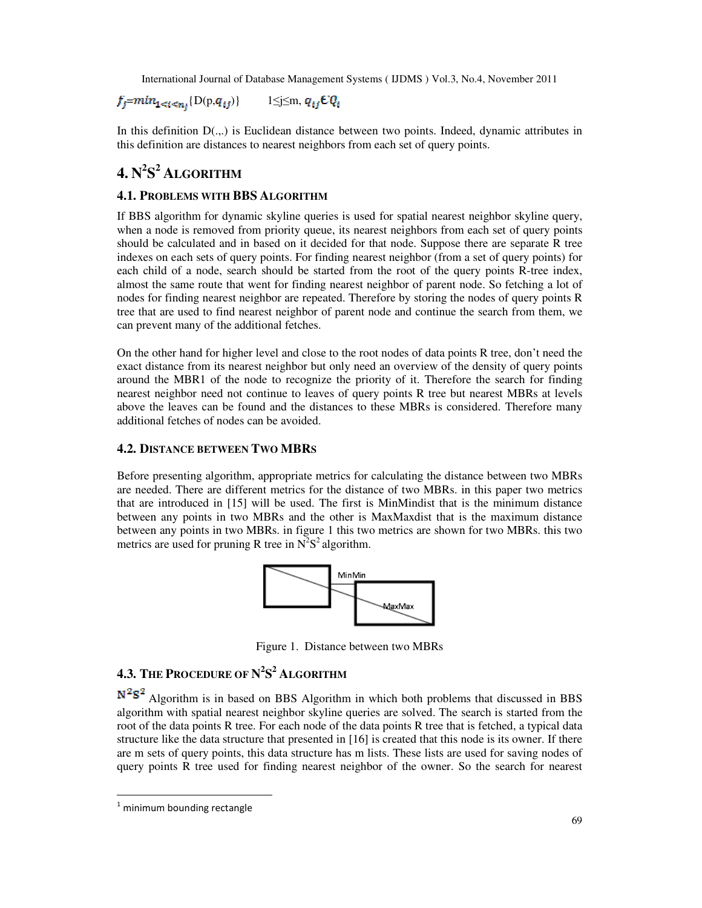$f_j = min_{1<i<n_j}\{D(p, q_{ij})\}$ $\quad 1 \leq j \leq m,\ q_{ij} \in Q_i$

In this definition D(.,.) is Euclidean distance between two points. Indeed, dynamic attributes in this definition are distances to nearest neighbors from each set of query points.

# 4. N²S² ALGORITHM

## 4.1. PROBLEMS WITH BBS ALGORITHM

If BBS algorithm for dynamic skyline queries is used for spatial nearest neighbor skyline query, when a node is removed from priority queue, its nearest neighbors from each set of query points should be calculated and in based on it decided for that node. Suppose there are separate R tree indexes on each sets of query points. For finding nearest neighbor (from a set of query points) for each child of a node, search should be started from the root of the query points R-tree index, almost the same route that went for finding nearest neighbor of parent node. So fetching a lot of nodes for finding nearest neighbor are repeated. Therefore by storing the nodes of query points R tree that are used to find nearest neighbor of parent node and continue the search from them, we can prevent many of the additional fetches.

On the other hand for higher level and close to the root nodes of data points R tree, don't need the exact distance from its nearest neighbor but only need an overview of the density of query points around the MBR[1] of the node to recognize the priority of it. Therefore the search for finding nearest neighbor need not continue to leaves of query points R tree but nearest MBRs at levels above the leaves can be found and the distances to these MBRs is considered. Therefore many additional fetches of nodes can be avoided.

## 4.2. DISTANCE BETWEEN TWO MBRS

Before presenting algorithm, appropriate metrics for calculating the distance between two MBRs are needed. There are different metrics for the distance of two MBRs. in this paper two metrics that are introduced in [15] will be used. The first is MinMindist that is the minimum distance between any points in two MBRs and the other is MaxMaxdist that is the maximum distance between any points in two MBRs. in figure 1 this two metrics are shown for two MBRs. this two metrics are used for pruning R tree in N²S² algorithm.

MinMin

MaxMax

Figure 1. Distance between two MBRs

## 4.3. THE PROCEDURE OF N²S² ALGORITHM

N²S² Algorithm is in based on BBS Algorithm in which both problems that discussed in BBS algorithm with spatial nearest neighbor skyline queries are solved. The search is started from the root of the data points R tree. For each node of the data points R tree that is fetched, a typical data structure like the data structure that presented in [16] is created that this node is its owner. If there are m sets of query points, this data structure has m lists. These lists are used for saving nodes of query points R tree used for finding nearest neighbor of the owner. So the search for nearest

[1] minimum bounding rectangle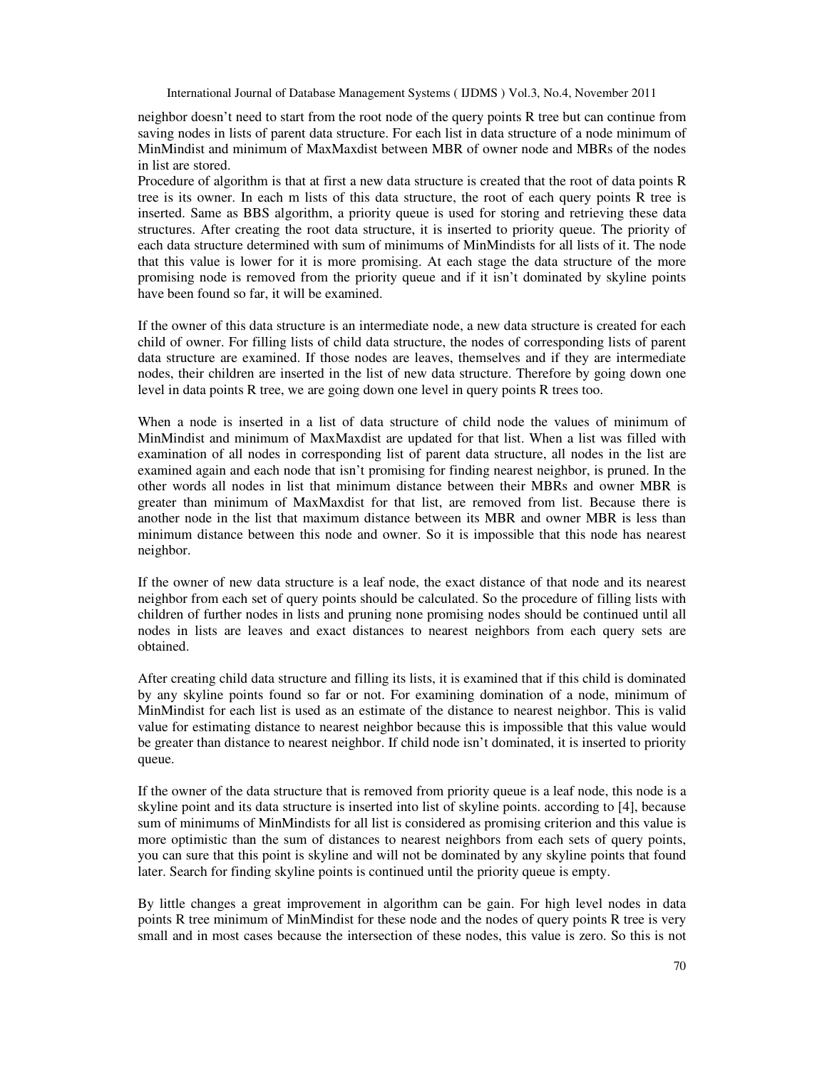neighbor doesn't need to start from the root node of the query points R tree but can continue from saving nodes in lists of parent data structure. For each list in data structure of a node minimum of MinMindist and minimum of MaxMaxdist between MBR of owner node and MBRs of the nodes in list are stored.

Procedure of algorithm is that at first a new data structure is created that the root of data points R tree is its owner. In each m lists of this data structure, the root of each query points R tree is inserted. Same as BBS algorithm, a priority queue is used for storing and retrieving these data structures. After creating the root data structure, it is inserted to priority queue. The priority of each data structure determined with sum of minimums of MinMindists for all lists of it. The node that this value is lower for it is more promising. At each stage the data structure of the more promising node is removed from the priority queue and if it isn't dominated by skyline points have been found so far, it will be examined.

If the owner of this data structure is an intermediate node, a new data structure is created for each child of owner. For filling lists of child data structure, the nodes of corresponding lists of parent data structure are examined. If those nodes are leaves, themselves and if they are intermediate nodes, their children are inserted in the list of new data structure. Therefore by going down one level in data points R tree, we are going down one level in query points R trees too.

When a node is inserted in a list of data structure of child node the values of minimum of MinMindist and minimum of MaxMaxdist are updated for that list. When a list was filled with examination of all nodes in corresponding list of parent data structure, all nodes in the list are examined again and each node that isn't promising for finding nearest neighbor, is pruned. In the other words all nodes in list that minimum distance between their MBRs and owner MBR is greater than minimum of MaxMaxdist for that list, are removed from list. Because there is another node in the list that maximum distance between its MBR and owner MBR is less than minimum distance between this node and owner. So it is impossible that this node has nearest neighbor.

If the owner of new data structure is a leaf node, the exact distance of that node and its nearest neighbor from each set of query points should be calculated. So the procedure of filling lists with children of further nodes in lists and pruning none promising nodes should be continued until all nodes in lists are leaves and exact distances to nearest neighbors from each query sets are obtained.

After creating child data structure and filling its lists, it is examined that if this child is dominated by any skyline points found so far or not. For examining domination of a node, minimum of MinMindist for each list is used as an estimate of the distance to nearest neighbor. This is valid value for estimating distance to nearest neighbor because this is impossible that this value would be greater than distance to nearest neighbor. If child node isn't dominated, it is inserted to priority queue.

If the owner of the data structure that is removed from priority queue is a leaf node, this node is a skyline point and its data structure is inserted into list of skyline points. according to [4], because sum of minimums of MinMindists for all list is considered as promising criterion and this value is more optimistic than the sum of distances to nearest neighbors from each sets of query points, you can sure that this point is skyline and will not be dominated by any skyline points that found later. Search for finding skyline points is continued until the priority queue is empty.

By little changes a great improvement in algorithm can be gain. For high level nodes in data points R tree minimum of MinMindist for these node and the nodes of query points R tree is very small and in most cases because the intersection of these nodes, this value is zero. So this is not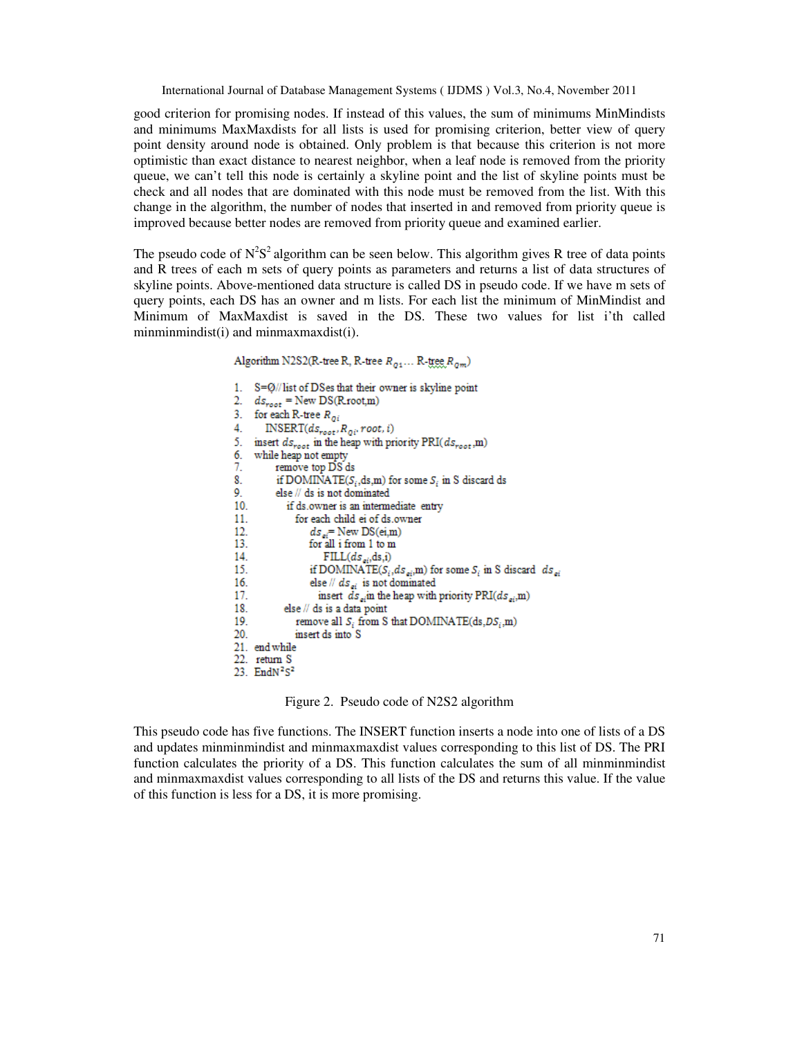good criterion for promising nodes. If instead of this values, the sum of minimums MinMindists and minimums MaxMaxdists for all lists is used for promising criterion, better view of query point density around node is obtained. Only problem is that because this criterion is not more optimistic than exact distance to nearest neighbor, when a leaf node is removed from the priority queue, we can't tell this node is certainly a skyline point and the list of skyline points must be check and all nodes that are dominated with this node must be removed from the list. With this change in the algorithm, the number of nodes that inserted in and removed from priority queue is improved because better nodes are removed from priority queue and examined earlier.

The pseudo code of $N^2S^2$ algorithm can be seen below. This algorithm gives R tree of data points and R trees of each m sets of query points as parameters and returns a list of data structures of skyline points. Above-mentioned data structure is called DS in pseudo code. If we have m sets of query points, each DS has an owner and m lists. For each list the minimum of MinMindist and Minimum of MaxMaxdist is saved in the DS. These two values for list i'th called minminmindist(i) and minmaxmaxdist(i).

```
Algorithm N2S2(R-tree R, R-tree R_Q1 ... R-tree R_Qm)

1.  S=Ø // list of DSes that their owner is skyline point
2.  ds_root = New DS(R.root,m)
3.  for each R-tree R_Qi
4.      INSERT(ds_root, R_Qi.root, i)
5.  insert ds_root in the heap with priority PRI(ds_root,m)
6.  while heap not empty
7.      remove top DS ds
8.      if DOMINATE(S_i,ds,m) for some S_i in S discard ds
9.      else // ds is not dominated
10.         if ds.owner is an intermediate entry
11.             for each child ei of ds.owner
12.                 ds_ei = New DS(ei,m)
13.                 for all i from 1 to m
14.                     FILL(ds_ei,ds,i)
15.                 if DOMINATE(S_i,ds_ei,m) for some S_i in S discard ds_ei
16.                 else // ds_ei is not dominated
17.                     insert ds_ei in the heap with priority PRI(ds_ei,m)
18.         else // ds is a data point
19.             remove all S_i from S that DOMINATE(ds,DS_i,m)
20.             insert ds into S
21. end while
22. return S
23. EndN²S²
```

Figure 2. Pseudo code of N2S2 algorithm

This pseudo code has five functions. The INSERT function inserts a node into one of lists of a DS and updates minminmindist and minmaxmaxdist values corresponding to this list of DS. The PRI function calculates the priority of a DS. This function calculates the sum of all minminmindist and minmaxmaxdist values corresponding to all lists of the DS and returns this value. If the value of this function is less for a DS, it is more promising.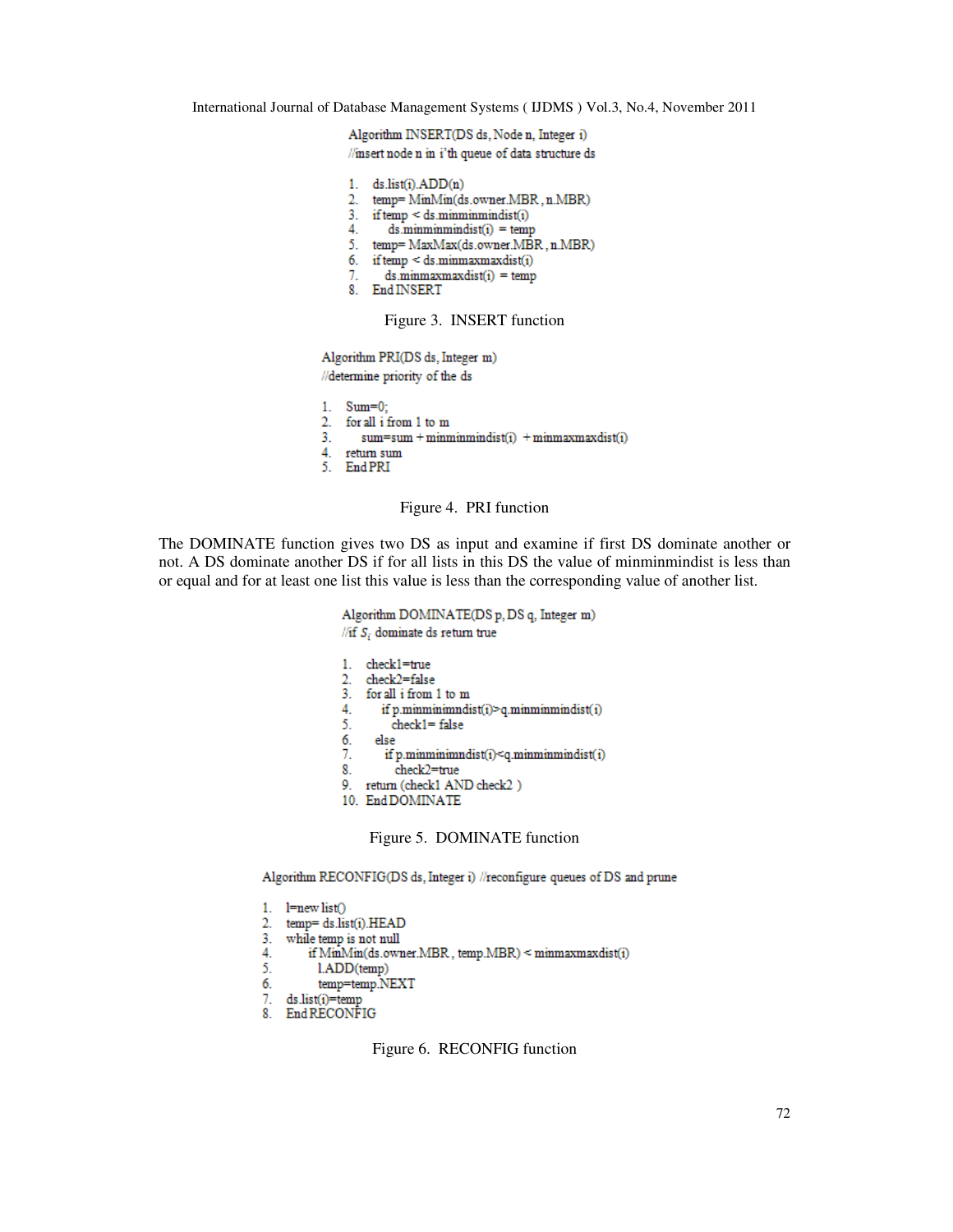```
Algorithm INSERT(DS ds, Node n, Integer i)
//insert node n in i'th queue of data structure ds

1.  ds.list(i).ADD(n)
2.  temp= MinMin(ds.owner.MBR , n.MBR)
3.  if temp < ds.minminmindist(i)
4.      ds.minminmindist(i) = temp
5.  temp= MaxMax(ds.owner.MBR , n.MBR)
6.  if temp < ds.minmaxmaxdist(i)
7.      ds.minmaxmaxdist(i) = temp
8.  End INSERT
```

Figure 3. INSERT function

```
Algorithm PRI(DS ds, Integer m)
//determine priority of the ds

1.  Sum=0;
2.  for all i from 1 to m
3.      sum=sum + minminmindist(i)  + minmaxmaxdist(i)
4.  return sum
5.  End PRI
```

Figure 4. PRI function

The DOMINATE function gives two DS as input and examine if first DS dominate another or not. A DS dominate another DS if for all lists in this DS the value of minminmindist is less than or equal and for at least one list this value is less than the corresponding value of another list.

```
Algorithm DOMINATE(DS p, DS q, Integer m)
//if S_i dominate ds return true

1.  check1=true
2.  check2=false
3.  for all i from 1 to m
4.      if p.minminimmdist(i)>q.minminmindist(i)
5.          check1= false
6.      else
7.          if p.minminimmdist(i)<q.minminmindist(i)
8.              check2=true
9.  return (check1 AND check2 )
10. End DOMINATE
```

Figure 5. DOMINATE function

```
Algorithm RECONFIG(DS ds, Integer i) //reconfigure queues of DS and prune

1.  l=new list()
2.  temp= ds.list(i).HEAD
3.  while temp is not null
4.      if MinMin(ds.owner.MBR , temp.MBR) < minmaxmaxdist(i)
5.          l.ADD(temp)
6.          temp=temp.NEXT
7.  ds.list(i)=temp
8.  End RECONFIG
```

Figure 6. RECONFIG function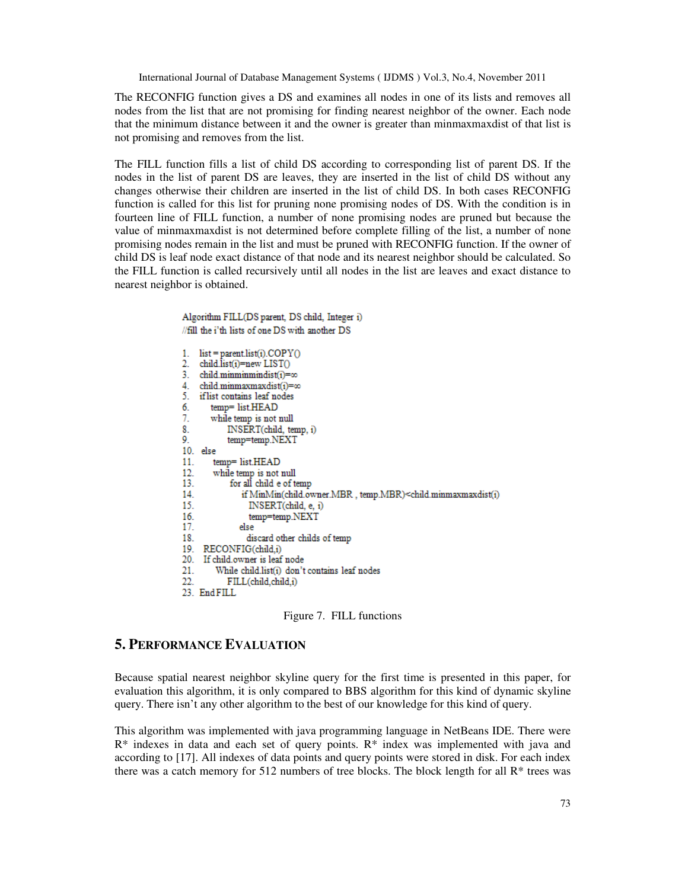The RECONFIG function gives a DS and examines all nodes in one of its lists and removes all nodes from the list that are not promising for finding nearest neighbor of the owner. Each node that the minimum distance between it and the owner is greater than minmaxmaxdist of that list is not promising and removes from the list.

The FILL function fills a list of child DS according to corresponding list of parent DS. If the nodes in the list of parent DS are leaves, they are inserted in the list of child DS without any changes otherwise their children are inserted in the list of child DS. In both cases RECONFIG function is called for this list for pruning none promising nodes of DS. With the condition is in fourteen line of FILL function, a number of none promising nodes are pruned but because the value of minmaxmaxdist is not determined before complete filling of the list, a number of none promising nodes remain in the list and must be pruned with RECONFIG function. If the owner of child DS is leaf node exact distance of that node and its nearest neighbor should be calculated. So the FILL function is called recursively until all nodes in the list are leaves and exact distance to nearest neighbor is obtained.

```
Algorithm FILL(DS parent, DS child, Integer i)
//fill the i'th lists of one DS with another DS

1.  list = parent.list(i).COPY()
2.  child.list(i)=new LIST()
3.  child.minminmindist(i)=∞
4.  child.minmaxmaxdist(i)=∞
5.  if list contains leaf nodes
6.      temp= list.HEAD
7.      while temp is not null
8.          INSERT(child, temp, i)
9.          temp=temp.NEXT
10. else
11.     temp= list.HEAD
12.     while temp is not null
13.         for all child e of temp
14.             if MinMin(child.owner.MBR , temp.MBR)<child.minmaxmaxdist(i)
15.                 INSERT(child, e, i)
16.                 temp=temp.NEXT
17.             else
18.                 discard other childs of temp
19. RECONFIG(child,i)
20. If child.owner is leaf node
21.     While child.list(i) don't contains leaf nodes
22.         FILL(child,child,i)
23. End FILL
```

Figure 7. FILL functions

## 5. Performance Evaluation

Because spatial nearest neighbor skyline query for the first time is presented in this paper, for evaluation this algorithm, it is only compared to BBS algorithm for this kind of dynamic skyline query. There isn't any other algorithm to the best of our knowledge for this kind of query.

This algorithm was implemented with java programming language in NetBeans IDE. There were R* indexes in data and each set of query points. R* index was implemented with java and according to [17]. All indexes of data points and query points were stored in disk. For each index there was a catch memory for 512 numbers of tree blocks. The block length for all R* trees was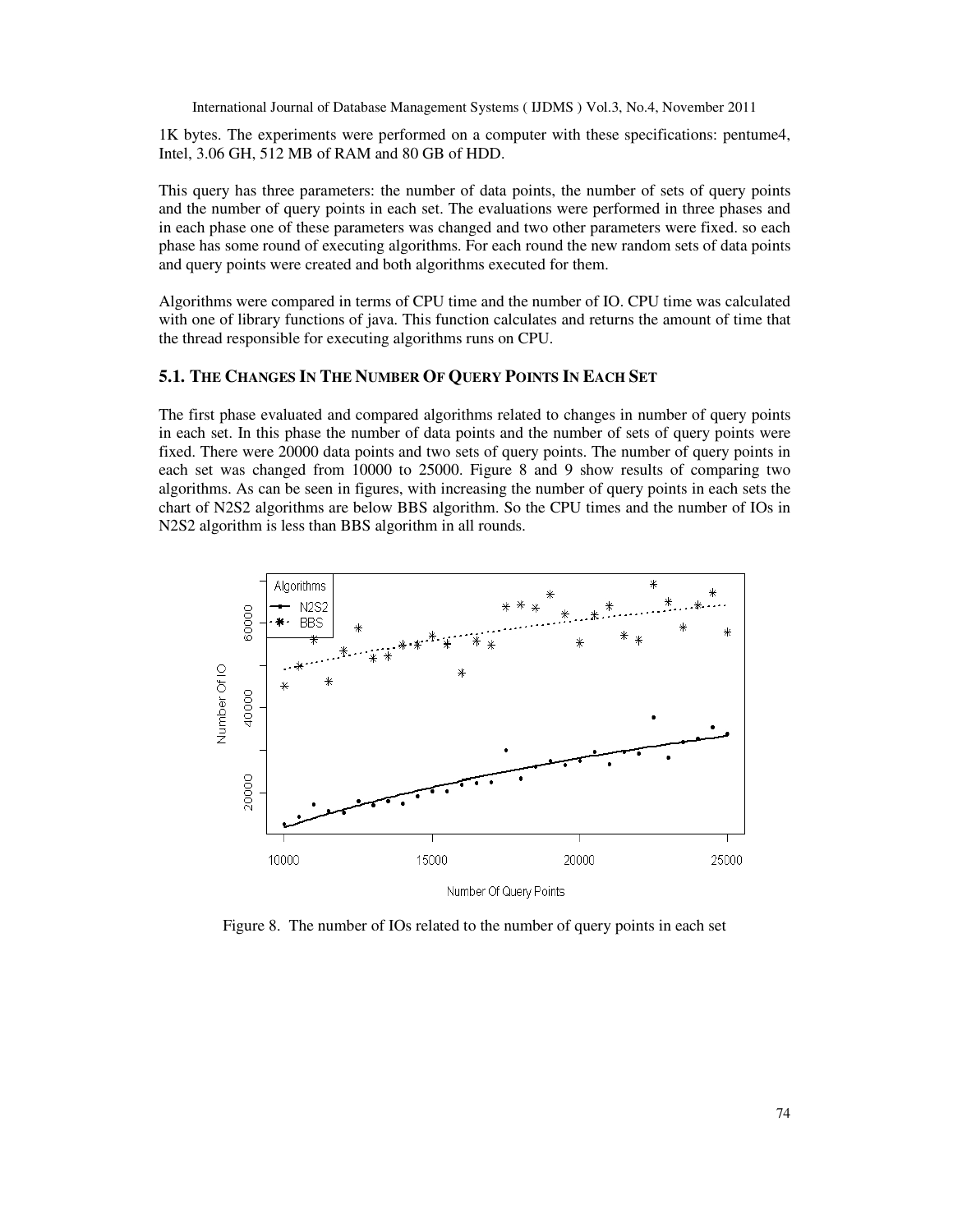1K bytes. The experiments were performed on a computer with these specifications: pentume4, Intel, 3.06 GH, 512 MB of RAM and 80 GB of HDD.

This query has three parameters: the number of data points, the number of sets of query points and the number of query points in each set. The evaluations were performed in three phases and in each phase one of these parameters was changed and two other parameters were fixed. so each phase has some round of executing algorithms. For each round the new random sets of data points and query points were created and both algorithms executed for them.

Algorithms were compared in terms of CPU time and the number of IO. CPU time was calculated with one of library functions of java. This function calculates and returns the amount of time that the thread responsible for executing algorithms runs on CPU.

### 5.1. THE CHANGES IN THE NUMBER OF QUERY POINTS IN EACH SET

The first phase evaluated and compared algorithms related to changes in number of query points in each set. In this phase the number of data points and the number of sets of query points were fixed. There were 20000 data points and two sets of query points. The number of query points in each set was changed from 10000 to 25000. Figure 8 and 9 show results of comparing two algorithms. As can be seen in figures, with increasing the number of query points in each sets the chart of N2S2 algorithms are below BBS algorithm. So the CPU times and the number of IOs in N2S2 algorithm is less than BBS algorithm in all rounds.

Algorithms
N2S2
BBS

Number Of IO
20000
40000
60000

10000
15000
20000
25000

Number Of Query Points

Figure 8. The number of IOs related to the number of query points in each set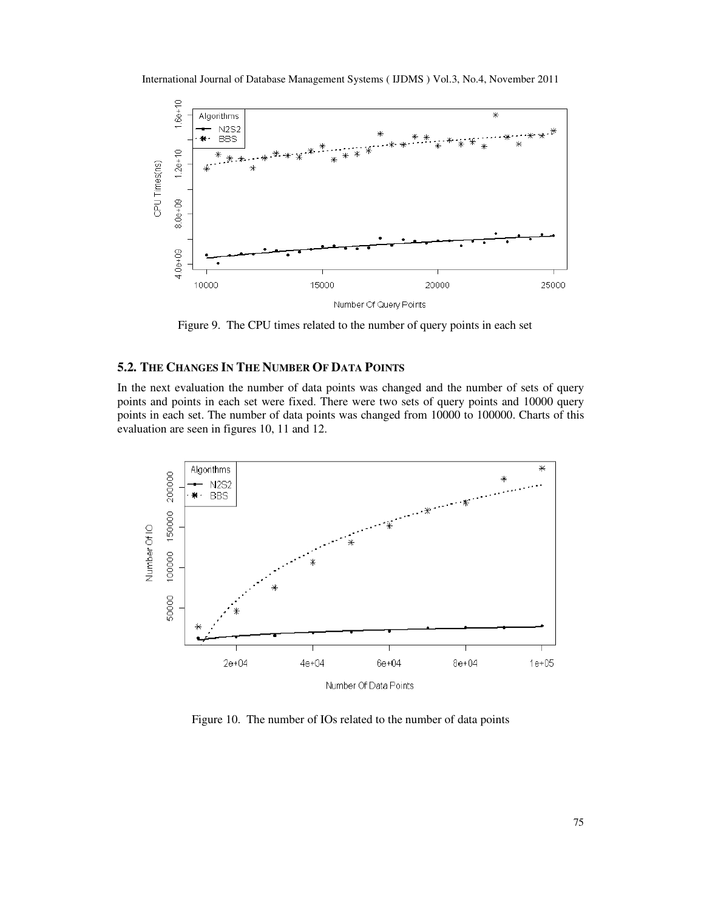Algorithms
N2S2
BBS

1.6e+10
1.2e+10
8.0e+09
4.0e+09

CPU Times(ns)

10000
15000
20000
25000

Number Of Query Points

Figure 9. The CPU times related to the number of query points in each set

### 5.2. The Changes In The Number Of Data Points

In the next evaluation the number of data points was changed and the number of sets of query points and points in each set were fixed. There were two sets of query points and 10000 query points in each set. The number of data points was changed from 10000 to 100000. Charts of this evaluation are seen in figures 10, 11 and 12.

Algorithms
N2S2
BBS

200000
150000
100000
50000

Number Of IO

2e+04
4e+04
6e+04
8e+04
1e+05

Number Of Data Points

Figure 10. The number of IOs related to the number of data points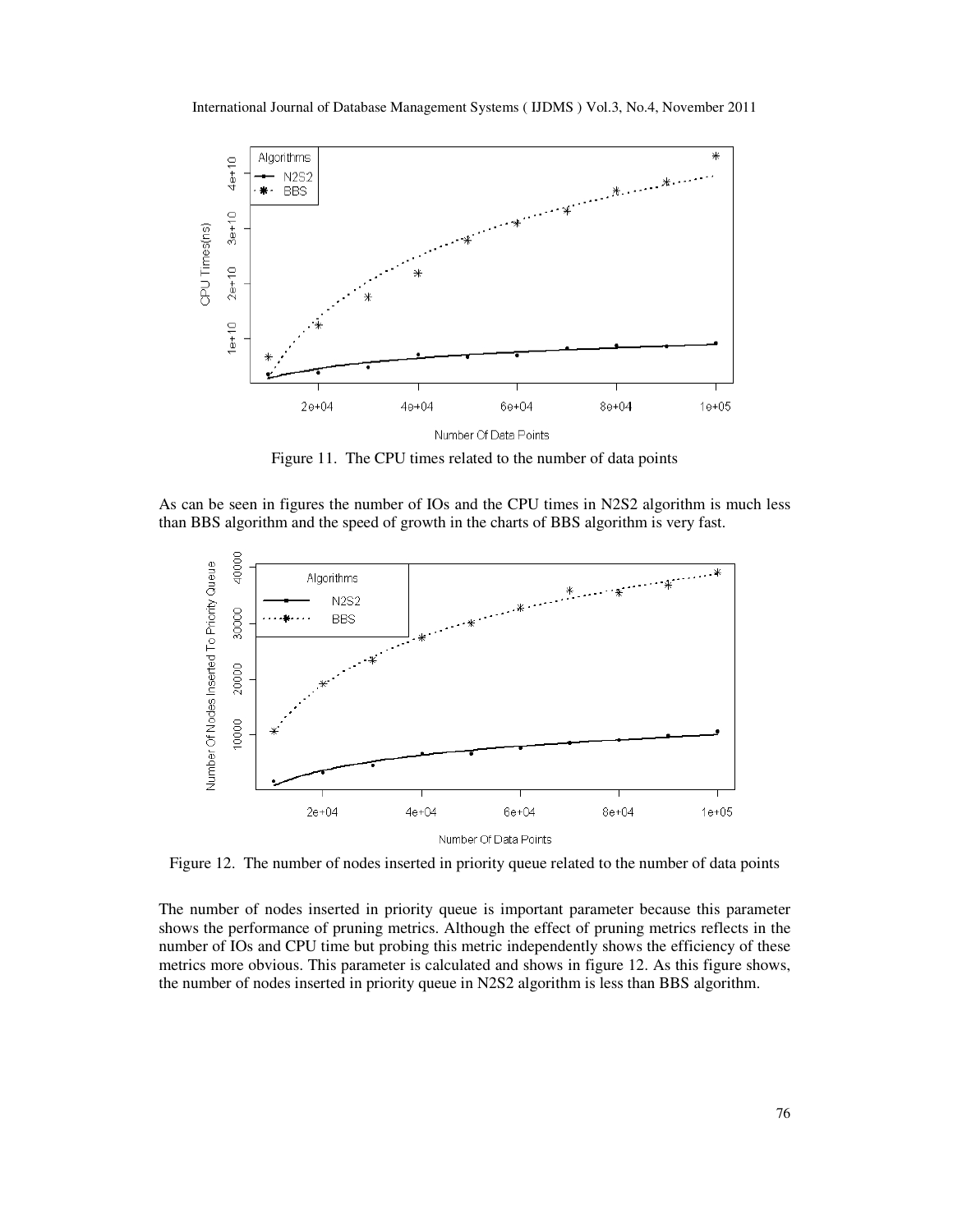Algorithms
N2S2
BBS

CPU Times(ns)

1e+10
2e+10
3e+10
4e+10

2e+04
4e+04
6e+04
8e+04
1e+05

Number Of Data Points

Figure 11. The CPU times related to the number of data points

As can be seen in figures the number of IOs and the CPU times in N2S2 algorithm is much less than BBS algorithm and the speed of growth in the charts of BBS algorithm is very fast.

Algorithms
N2S2
BBS

Number Of Nodes Inserted To Priority Queue

10000
20000
30000
40000

2e+04
4e+04
6e+04
8e+04
1e+05

Number Of Data Points

Figure 12. The number of nodes inserted in priority queue related to the number of data points

The number of nodes inserted in priority queue is important parameter because this parameter shows the performance of pruning metrics. Although the effect of pruning metrics reflects in the number of IOs and CPU time but probing this metric independently shows the efficiency of these metrics more obvious. This parameter is calculated and shows in figure 12. As this figure shows, the number of nodes inserted in priority queue in N2S2 algorithm is less than BBS algorithm.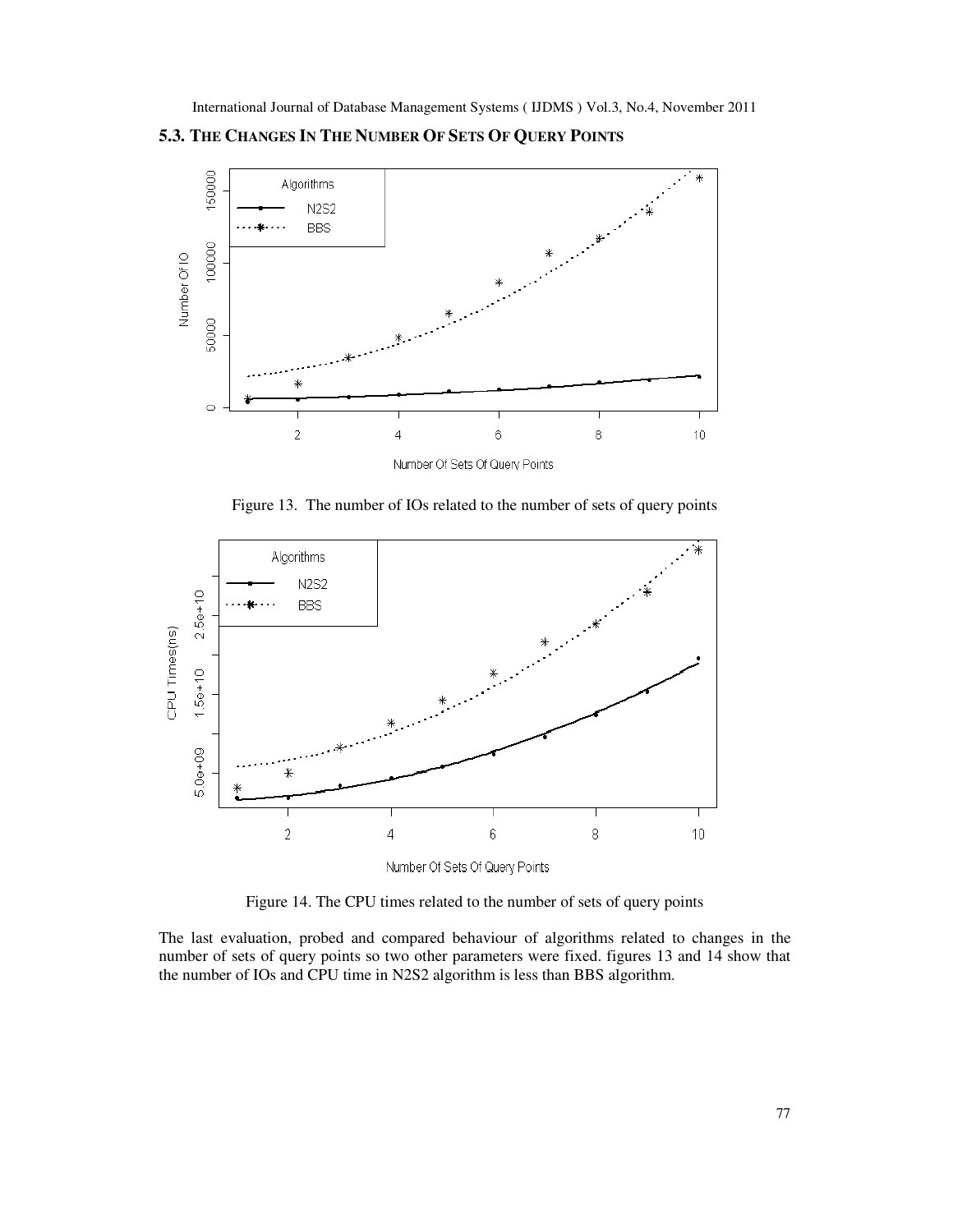### 5.3. THE CHANGES IN THE NUMBER OF SETS OF QUERY POINTS

Algorithms
N2S2
BBS
Number Of IO
0
50000
100000
150000
2
4
6
8
10
Number Of Sets Of Query Points

Figure 13. The number of IOs related to the number of sets of query points

Algorithms
N2S2
BBS
CPU Times(ns)
5.0e+09
1.5e+10
2.5e+10
2
4
6
8
10
Number Of Sets Of Query Points

Figure 14. The CPU times related to the number of sets of query points

The last evaluation, probed and compared behaviour of algorithms related to changes in the number of sets of query points so two other parameters were fixed. figures 13 and 14 show that the number of IOs and CPU time in N2S2 algorithm is less than BBS algorithm.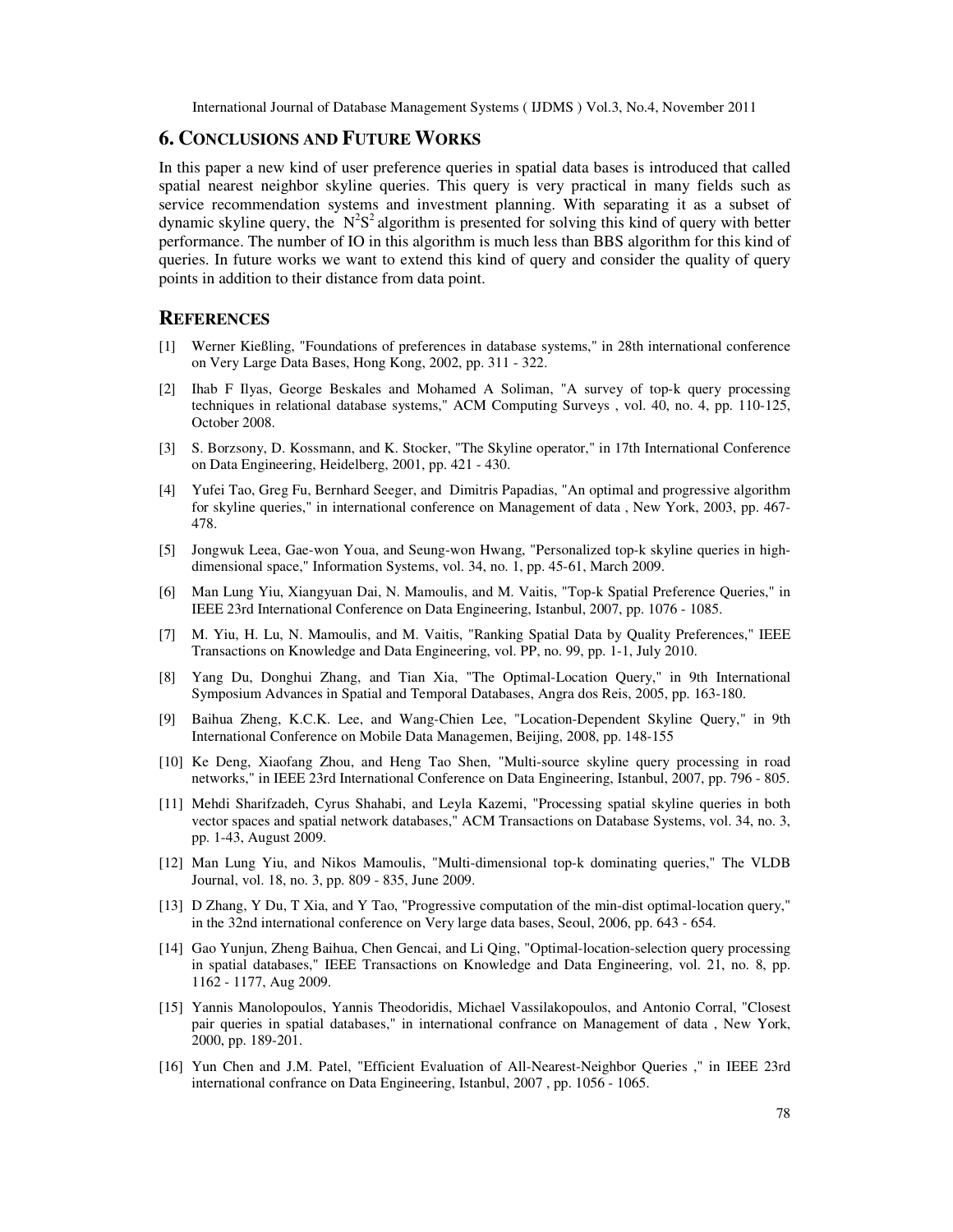## 6. CONCLUSIONS AND FUTURE WORKS

In this paper a new kind of user preference queries in spatial data bases is introduced that called spatial nearest neighbor skyline queries. This query is very practical in many fields such as service recommendation systems and investment planning. With separating it as a subset of dynamic skyline query, the $N^2S^2$ algorithm is presented for solving this kind of query with better performance. The number of IO in this algorithm is much less than BBS algorithm for this kind of queries. In future works we want to extend this kind of query and consider the quality of query points in addition to their distance from data point.

## REFERENCES

[1] Werner Kießling, "Foundations of preferences in database systems," in 28th international conference on Very Large Data Bases, Hong Kong, 2002, pp. 311 - 322.

[2] Ihab F Ilyas, George Beskales and Mohamed A Soliman, "A survey of top-k query processing techniques in relational database systems," ACM Computing Surveys , vol. 40, no. 4, pp. 110-125, October 2008.

[3] S. Borzsony, D. Kossmann, and K. Stocker, "The Skyline operator," in 17th International Conference on Data Engineering, Heidelberg, 2001, pp. 421 - 430.

[4] Yufei Tao, Greg Fu, Bernhard Seeger, and Dimitris Papadias, "An optimal and progressive algorithm for skyline queries," in international conference on Management of data , New York, 2003, pp. 467-478.

[5] Jongwuk Leea, Gae-won Youa, and Seung-won Hwang, "Personalized top-k skyline queries in high-dimensional space," Information Systems, vol. 34, no. 1, pp. 45-61, March 2009.

[6] Man Lung Yiu, Xiangyuan Dai, N. Mamoulis, and M. Vaitis, "Top-k Spatial Preference Queries," in IEEE 23rd International Conference on Data Engineering, Istanbul, 2007, pp. 1076 - 1085.

[7] M. Yiu, H. Lu, N. Mamoulis, and M. Vaitis, "Ranking Spatial Data by Quality Preferences," IEEE Transactions on Knowledge and Data Engineering, vol. PP, no. 99, pp. 1-1, July 2010.

[8] Yang Du, Donghui Zhang, and Tian Xia, "The Optimal-Location Query," in 9th International Symposium Advances in Spatial and Temporal Databases, Angra dos Reis, 2005, pp. 163-180.

[9] Baihua Zheng, K.C.K. Lee, and Wang-Chien Lee, "Location-Dependent Skyline Query," in 9th International Conference on Mobile Data Managemen, Beijing, 2008, pp. 148-155

[10] Ke Deng, Xiaofang Zhou, and Heng Tao Shen, "Multi-source skyline query processing in road networks," in IEEE 23rd International Conference on Data Engineering, Istanbul, 2007, pp. 796 - 805.

[11] Mehdi Sharifzadeh, Cyrus Shahabi, and Leyla Kazemi, "Processing spatial skyline queries in both vector spaces and spatial network databases," ACM Transactions on Database Systems, vol. 34, no. 3, pp. 1-43, August 2009.

[12] Man Lung Yiu, and Nikos Mamoulis, "Multi-dimensional top-k dominating queries," The VLDB Journal, vol. 18, no. 3, pp. 809 - 835, June 2009.

[13] D Zhang, Y Du, T Xia, and Y Tao, "Progressive computation of the min-dist optimal-location query," in the 32nd international conference on Very large data bases, Seoul, 2006, pp. 643 - 654.

[14] Gao Yunjun, Zheng Baihua, Chen Gencai, and Li Qing, "Optimal-location-selection query processing in spatial databases," IEEE Transactions on Knowledge and Data Engineering, vol. 21, no. 8, pp. 1162 - 1177, Aug 2009.

[15] Yannis Manolopoulos, Yannis Theodoridis, Michael Vassilakopoulos, and Antonio Corral, "Closest pair queries in spatial databases," in international confrance on Management of data , New York, 2000, pp. 189-201.

[16] Yun Chen and J.M. Patel, "Efficient Evaluation of All-Nearest-Neighbor Queries ," in IEEE 23rd international confrance on Data Engineering, Istanbul, 2007 , pp. 1056 - 1065.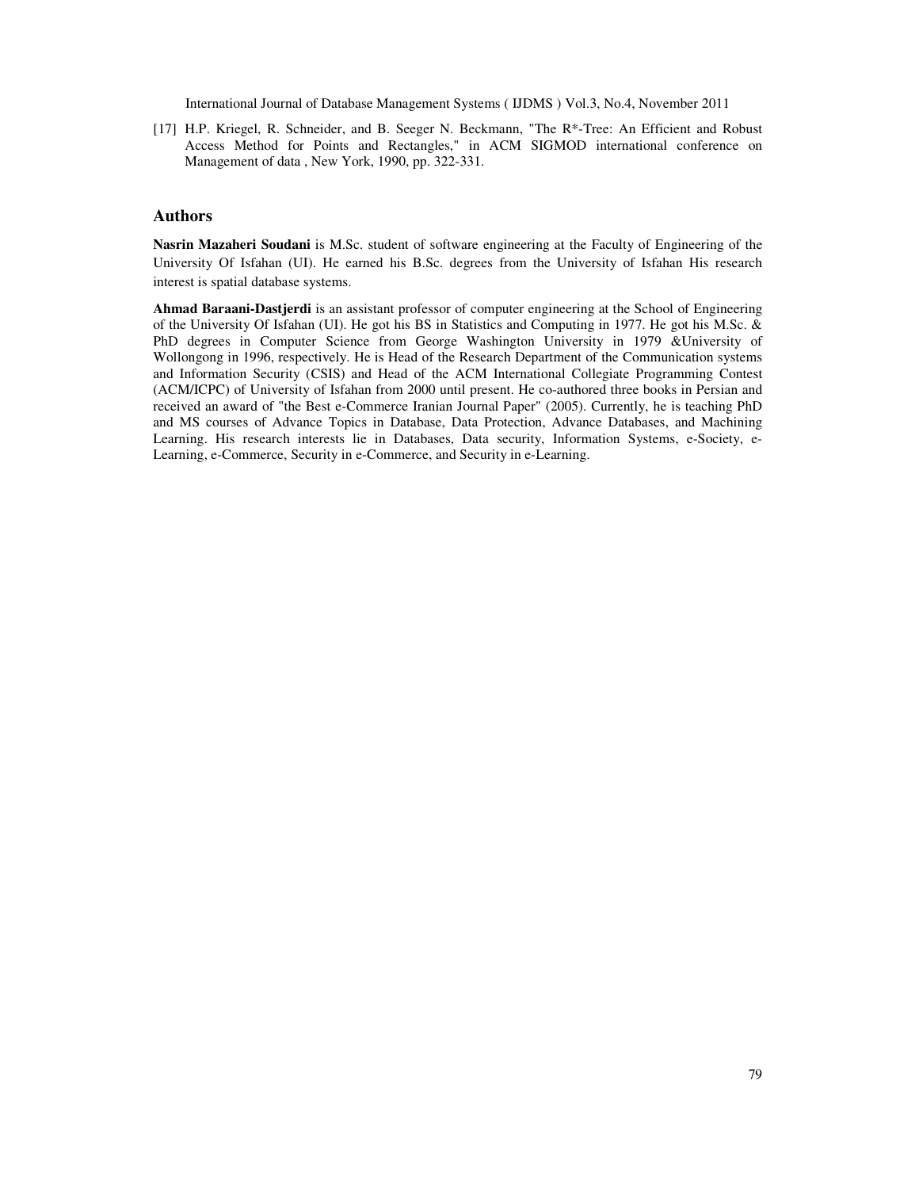[17] H.P. Kriegel, R. Schneider, and B. Seeger N. Beckmann, "The R*-Tree: An Efficient and Robust Access Method for Points and Rectangles," in ACM SIGMOD international conference on Management of data , New York, 1990, pp. 322-331.

## Authors

**Nasrin Mazaheri Soudani** is M.Sc. student of software engineering at the Faculty of Engineering of the University Of Isfahan (UI). He earned his B.Sc. degrees from the University of Isfahan His research interest is spatial database systems.

**Ahmad Baraani-Dastjerdi** is an assistant professor of computer engineering at the School of Engineering of the University Of Isfahan (UI). He got his BS in Statistics and Computing in 1977. He got his M.Sc. & PhD degrees in Computer Science from George Washington University in 1979 &University of Wollongong in 1996, respectively. He is Head of the Research Department of the Communication systems and Information Security (CSIS) and Head of the ACM International Collegiate Programming Contest (ACM/ICPC) of University of Isfahan from 2000 until present. He co-authored three books in Persian and received an award of "the Best e-Commerce Iranian Journal Paper" (2005). Currently, he is teaching PhD and MS courses of Advance Topics in Database, Data Protection, Advance Databases, and Machining Learning. His research interests lie in Databases, Data security, Information Systems, e-Society, e-Learning, e-Commerce, Security in e-Commerce, and Security in e-Learning.